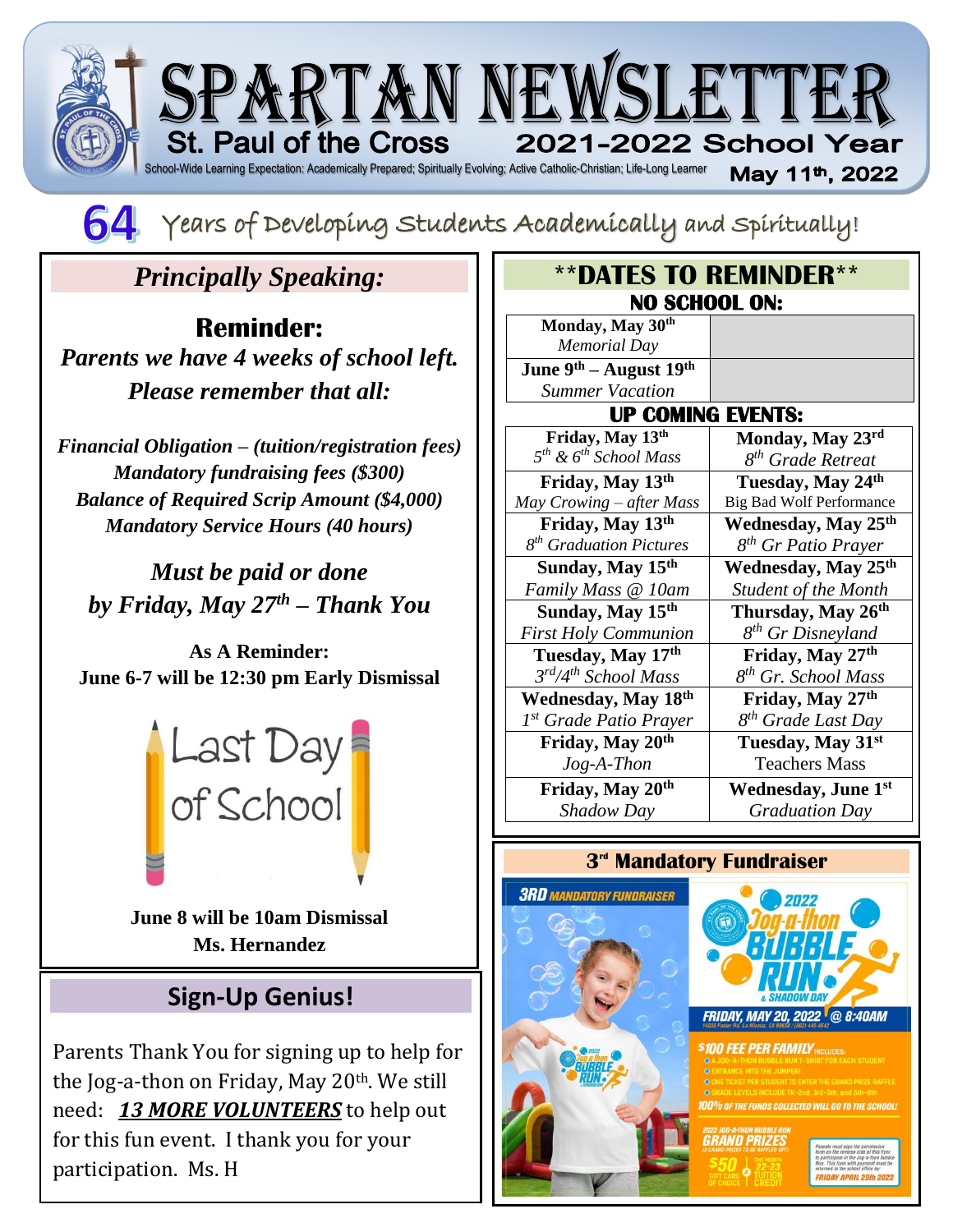# SPARTAN NEWSLETTER

**St. Paul of the Cross** — **2021-2022 School Year**

School-Wide Learning Expectation: Academically Prepared; Spiritually Evolving; Active Catholic-Christian; Life-Long Learner

**May 11th, 2022**

## 64 Years of Developing Students Academically and Spiritually!

## *Principally Speaking:*

### Reminder:

***Parents we have 4 weeks of school left.***
***Please remember that all:***

***Financial Obligation – (tuition/registration fees)***
***Mandatory fundraising fees ($300)***
***Balance of Required Scrip Amount ($4,000)***
***Mandatory Service Hours (40 hours)***

***Must be paid or done by Friday, May 27th – Thank You***

**As A Reminder:**
**June 6-7 will be 12:30 pm Early Dismissal**

Last Day of School

**June 8 will be 10am Dismissal**
**Ms. Hernandez**

## Sign-Up Genius!

Parents Thank You for signing up to help for the Jog-a-thon on Friday, May 20th. We still need: ***13 MORE VOLUNTEERS*** to help out for this fun event. I thank you for your participation. Ms. H

## **DATES TO REMINDER**

### NO SCHOOL ON:

| | |
|---|---|
| **Monday, May 30th** *Memorial Day* | |
| **June 9th – August 19th** *Summer Vacation* | |

### UP COMING EVENTS:

| | |
|---|---|
| **Friday, May 13th** *5th & 6th School Mass* | **Monday, May 23rd** *8th Grade Retreat* |
| **Friday, May 13th** *May Crowing – after Mass* | **Tuesday, May 24th** Big Bad Wolf Performance |
| **Friday, May 13th** *8th Graduation Pictures* | **Wednesday, May 25th** *8th Gr Patio Prayer* |
| **Sunday, May 15th** *Family Mass @ 10am* | **Wednesday, May 25th** *Student of the Month* |
| **Sunday, May 15th** *First Holy Communion* | **Thursday, May 26th** *8th Gr Disneyland* |
| **Tuesday, May 17th** *3rd/4th School Mass* | **Friday, May 27th** *8th Gr. School Mass* |
| **Wednesday, May 18th** *1st Grade Patio Prayer* | **Friday, May 27th** *8th Grade Last Day* |
| **Friday, May 20th** *Jog-A-Thon* | **Tuesday, May 31st** Teachers Mass |
| **Friday, May 20th** *Shadow Day* | **Wednesday, June 1st** *Graduation Day* |

## 3rd Mandatory Fundraiser

**3RD MANDATORY FUNDRAISER**

**2022 Jog-a-thon BUBBLE RUN & SHADOW DAY**

**FRIDAY, MAY 20, 2022 @ 8:40AM**

14028 Foster Rd. La Mirada, CA 90638 | (562) 445-4542

**$100 FEE PER FAMILY** INCLUDES:
- A JOG-A-THON BUBBLE RUN T-SHIRT FOR EACH STUDENT
- ENTRANCE INTO THE JUMPER!
- ONE TICKET PER STUDENT TO ENTER THE GRAND PRIZE RAFFLE
- GRADE LEVELS INCLUDE TK–2nd, 3rd–5th, and 6th–8th

**100% OF THE FUNDS COLLECTED WILL GO TO THE SCHOOL!**

**2022 JOG-A-THON BUBBLE RUN GRAND PRIZES** (3 GRAND PRIZES TO BE RAFFLED OFF)

$50 GIFT CARD OF CHOICE | ONE MONTH 22-23 TUITION CREDIT

Parents must sign the permission form on the reverse side of this flyer to participate in the Jog-a-thon Bubble Run. This form with payment must be returned to the school office by: **FRIDAY APRIL 29th 2022**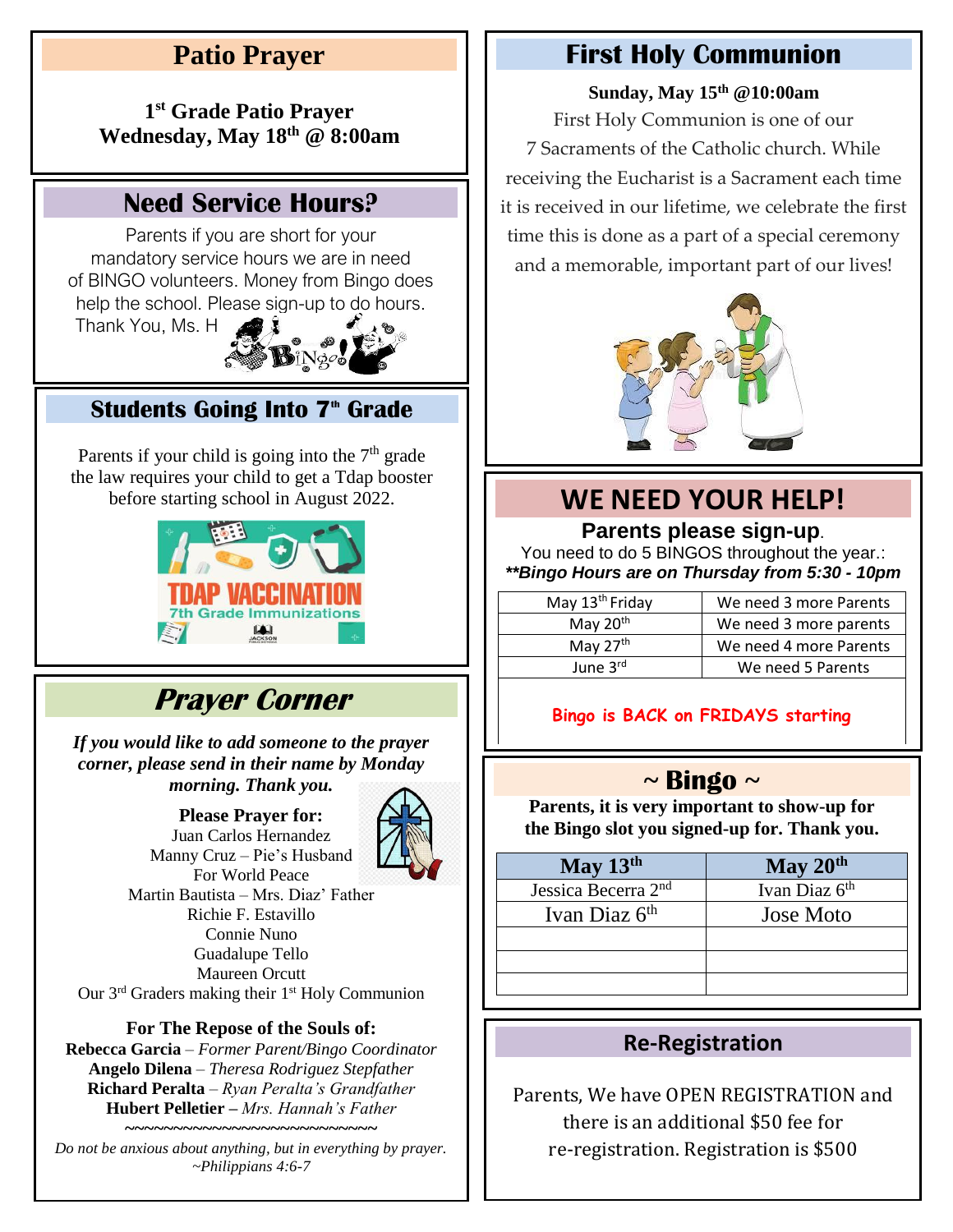## Patio Prayer

**1st Grade Patio Prayer**
**Wednesday, May 18th @ 8:00am**

## Need Service Hours?

Parents if you are short for your mandatory service hours we are in need of BINGO volunteers. Money from Bingo does help the school. Please sign-up to do hours.
Thank You, Ms. H

## Students Going Into 7th Grade

Parents if your child is going into the 7th grade the law requires your child to get a Tdap booster before starting school in August 2022.

TDAP VACCINATION
7th Grade Immunizations

## *Prayer Corner*

***If you would like to add someone to the prayer corner, please send in their name by Monday morning. Thank you.***

**Please Prayer for:**
Juan Carlos Hernandez
Manny Cruz – Pie's Husband
For World Peace
Martin Bautista – Mrs. Diaz' Father
Richie F. Estavillo
Connie Nuno
Guadalupe Tello
Maureen Orcutt
Our 3rd Graders making their 1st Holy Communion

**For The Repose of the Souls of:**
**Rebecca Garcia** – *Former Parent/Bingo Coordinator*
**Angelo Dilena** – *Theresa Rodriguez Stepfather*
**Richard Peralta** – *Ryan Peralta's Grandfather*
**Hubert Pelletier** – *Mrs. Hannah's Father*

~~~~~~~~~~~~~~~~~~~~~~~~~~

*Do not be anxious about anything, but in everything by prayer.*
*~Philippians 4:6-7*

## First Holy Communion

**Sunday, May 15th @10:00am**

First Holy Communion is one of our 7 Sacraments of the Catholic church. While receiving the Eucharist is a Sacrament each time it is received in our lifetime, we celebrate the first time this is done as a part of a special ceremony and a memorable, important part of our lives!

## WE NEED YOUR HELP!

**Parents please sign-up.**
You need to do 5 BINGOS throughout the year.:
***\*\*Bingo Hours are on Thursday from 5:30 - 10pm***

| | |
|---|---|
| May 13th Friday | We need 3 more Parents |
| May 20th | We need 3 more parents |
| May 27th | We need 4 more Parents |
| June 3rd | We need 5 Parents |

**Bingo is BACK on FRIDAYS starting**

## ~ Bingo ~

**Parents, it is very important to show-up for the Bingo slot you signed-up for. Thank you.**

| May 13th | May 20th |
|---|---|
| Jessica Becerra 2nd | Ivan Diaz 6th |
| Ivan Diaz 6th | Jose Moto |
| | |
| | |
| | |

## Re-Registration

Parents, We have OPEN REGISTRATION and there is an additional $50 fee for re-registration. Registration is $500